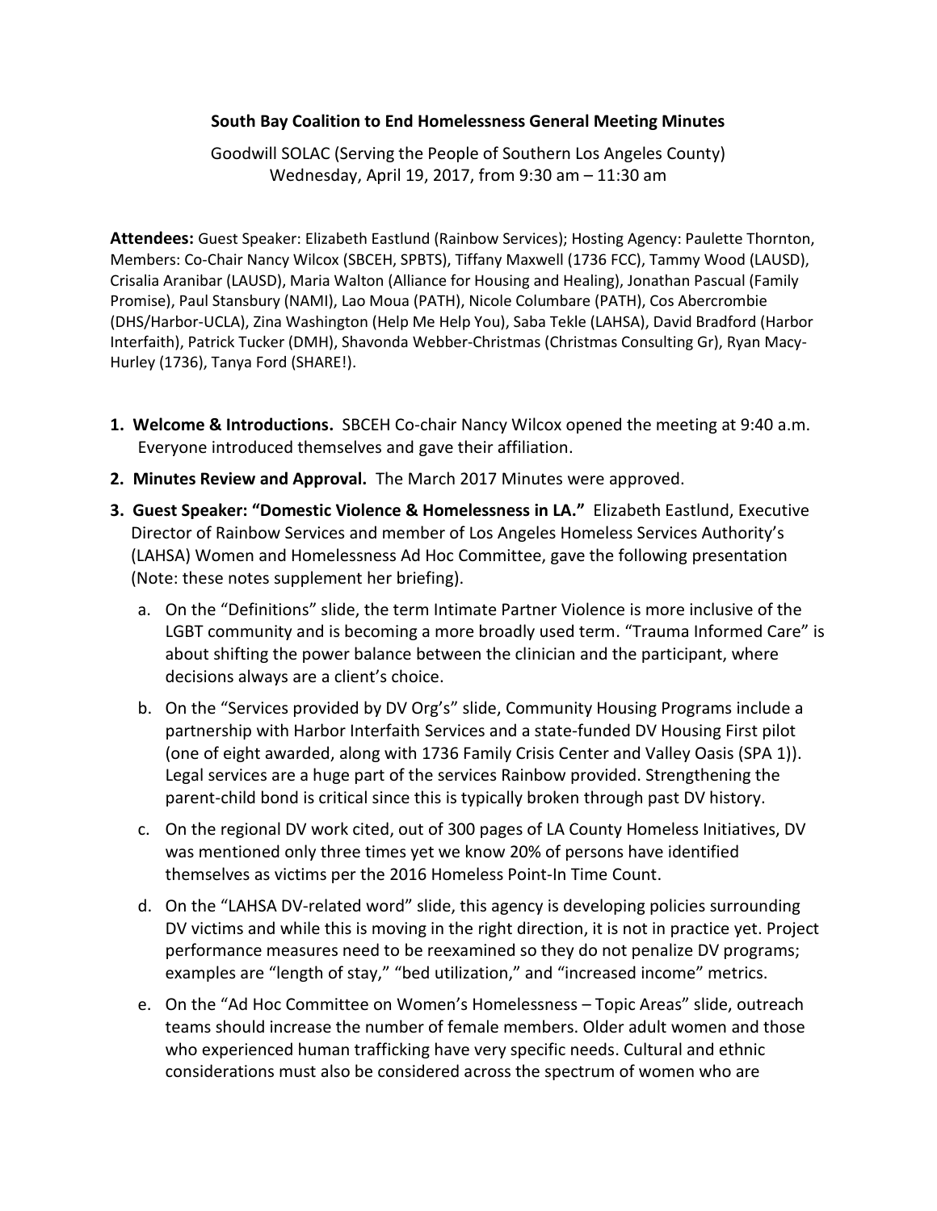**South Bay Coalition to End Homelessness General Meeting Minutes**

Goodwill SOLAC (Serving the People of Southern Los Angeles County)
Wednesday, April 19, 2017, from 9:30 am – 11:30 am

**Attendees:** Guest Speaker: Elizabeth Eastlund (Rainbow Services); Hosting Agency: Paulette Thornton, Members: Co-Chair Nancy Wilcox (SBCEH, SPBTS), Tiffany Maxwell (1736 FCC), Tammy Wood (LAUSD), Crisalia Aranibar (LAUSD), Maria Walton (Alliance for Housing and Healing), Jonathan Pascual (Family Promise), Paul Stansbury (NAMI), Lao Moua (PATH), Nicole Columbare (PATH), Cos Abercrombie (DHS/Harbor-UCLA), Zina Washington (Help Me Help You), Saba Tekle (LAHSA), David Bradford (Harbor Interfaith), Patrick Tucker (DMH), Shavonda Webber-Christmas (Christmas Consulting Gr), Ryan Macy-Hurley (1736), Tanya Ford (SHARE!).

1. **Welcome & Introductions.** SBCEH Co-chair Nancy Wilcox opened the meeting at 9:40 a.m. Everyone introduced themselves and gave their affiliation.
2. **Minutes Review and Approval.** The March 2017 Minutes were approved.
3. **Guest Speaker: "Domestic Violence & Homelessness in LA."** Elizabeth Eastlund, Executive Director of Rainbow Services and member of Los Angeles Homeless Services Authority's (LAHSA) Women and Homelessness Ad Hoc Committee, gave the following presentation (Note: these notes supplement her briefing).
   a. On the "Definitions" slide, the term Intimate Partner Violence is more inclusive of the LGBT community and is becoming a more broadly used term. "Trauma Informed Care" is about shifting the power balance between the clinician and the participant, where decisions always are a client's choice.
   b. On the "Services provided by DV Org's" slide, Community Housing Programs include a partnership with Harbor Interfaith Services and a state-funded DV Housing First pilot (one of eight awarded, along with 1736 Family Crisis Center and Valley Oasis (SPA 1)). Legal services are a huge part of the services Rainbow provided. Strengthening the parent-child bond is critical since this is typically broken through past DV history.
   c. On the regional DV work cited, out of 300 pages of LA County Homeless Initiatives, DV was mentioned only three times yet we know 20% of persons have identified themselves as victims per the 2016 Homeless Point-In Time Count.
   d. On the "LAHSA DV-related word" slide, this agency is developing policies surrounding DV victims and while this is moving in the right direction, it is not in practice yet. Project performance measures need to be reexamined so they do not penalize DV programs; examples are "length of stay," "bed utilization," and "increased income" metrics.
   e. On the "Ad Hoc Committee on Women's Homelessness – Topic Areas" slide, outreach teams should increase the number of female members. Older adult women and those who experienced human trafficking have very specific needs. Cultural and ethnic considerations must also be considered across the spectrum of women who are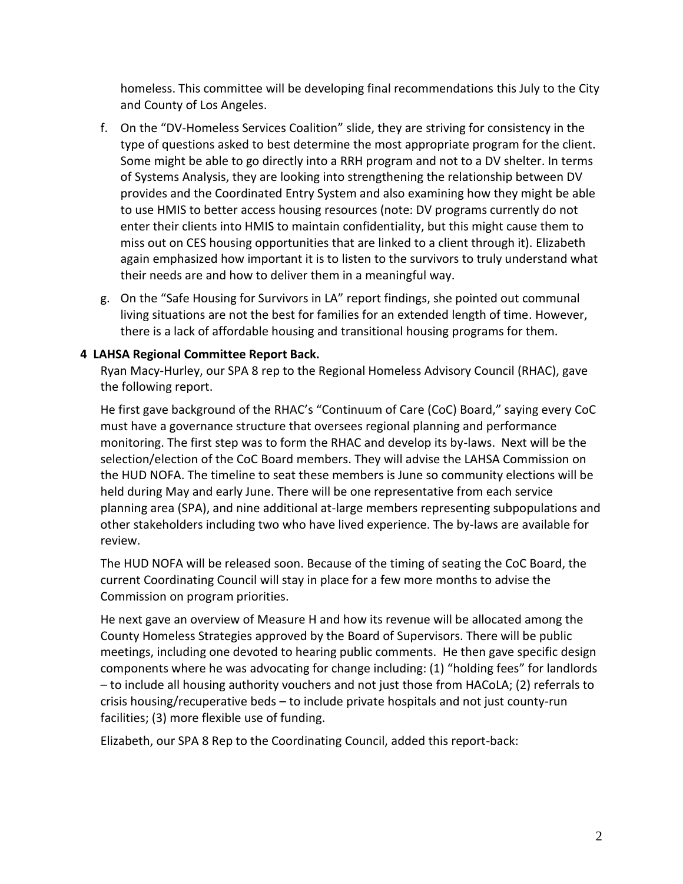homeless. This committee will be developing final recommendations this July to the City and County of Los Angeles.

f. On the "DV-Homeless Services Coalition" slide, they are striving for consistency in the type of questions asked to best determine the most appropriate program for the client. Some might be able to go directly into a RRH program and not to a DV shelter. In terms of Systems Analysis, they are looking into strengthening the relationship between DV provides and the Coordinated Entry System and also examining how they might be able to use HMIS to better access housing resources (note: DV programs currently do not enter their clients into HMIS to maintain confidentiality, but this might cause them to miss out on CES housing opportunities that are linked to a client through it). Elizabeth again emphasized how important it is to listen to the survivors to truly understand what their needs are and how to deliver them in a meaningful way.

g. On the "Safe Housing for Survivors in LA" report findings, she pointed out communal living situations are not the best for families for an extended length of time. However, there is a lack of affordable housing and transitional housing programs for them.

**4 LAHSA Regional Committee Report Back.**

Ryan Macy-Hurley, our SPA 8 rep to the Regional Homeless Advisory Council (RHAC), gave the following report.

He first gave background of the RHAC's "Continuum of Care (CoC) Board," saying every CoC must have a governance structure that oversees regional planning and performance monitoring. The first step was to form the RHAC and develop its by-laws. Next will be the selection/election of the CoC Board members. They will advise the LAHSA Commission on the HUD NOFA. The timeline to seat these members is June so community elections will be held during May and early June. There will be one representative from each service planning area (SPA), and nine additional at-large members representing subpopulations and other stakeholders including two who have lived experience. The by-laws are available for review.

The HUD NOFA will be released soon. Because of the timing of seating the CoC Board, the current Coordinating Council will stay in place for a few more months to advise the Commission on program priorities.

He next gave an overview of Measure H and how its revenue will be allocated among the County Homeless Strategies approved by the Board of Supervisors. There will be public meetings, including one devoted to hearing public comments. He then gave specific design components where he was advocating for change including: (1) "holding fees" for landlords – to include all housing authority vouchers and not just those from HACoLA; (2) referrals to crisis housing/recuperative beds – to include private hospitals and not just county-run facilities; (3) more flexible use of funding.

Elizabeth, our SPA 8 Rep to the Coordinating Council, added this report-back: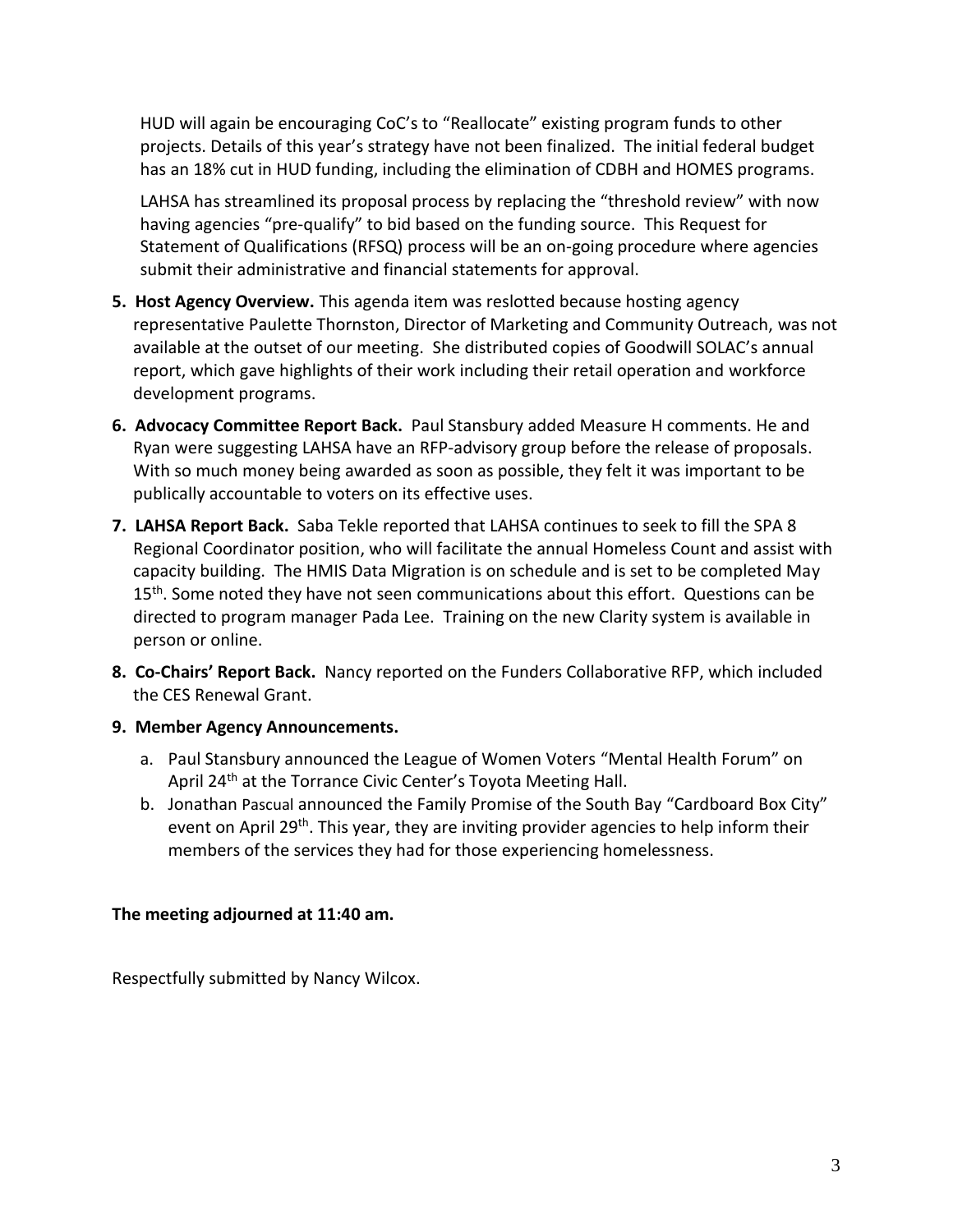HUD will again be encouraging CoC's to "Reallocate" existing program funds to other projects. Details of this year's strategy have not been finalized. The initial federal budget has an 18% cut in HUD funding, including the elimination of CDBH and HOMES programs.

LAHSA has streamlined its proposal process by replacing the "threshold review" with now having agencies "pre-qualify" to bid based on the funding source. This Request for Statement of Qualifications (RFSQ) process will be an on-going procedure where agencies submit their administrative and financial statements for approval.

5. **Host Agency Overview.** This agenda item was reslotted because hosting agency representative Paulette Thornston, Director of Marketing and Community Outreach, was not available at the outset of our meeting. She distributed copies of Goodwill SOLAC's annual report, which gave highlights of their work including their retail operation and workforce development programs.

6. **Advocacy Committee Report Back.** Paul Stansbury added Measure H comments. He and Ryan were suggesting LAHSA have an RFP-advisory group before the release of proposals. With so much money being awarded as soon as possible, they felt it was important to be publically accountable to voters on its effective uses.

7. **LAHSA Report Back.** Saba Tekle reported that LAHSA continues to seek to fill the SPA 8 Regional Coordinator position, who will facilitate the annual Homeless Count and assist with capacity building. The HMIS Data Migration is on schedule and is set to be completed May 15th. Some noted they have not seen communications about this effort. Questions can be directed to program manager Pada Lee. Training on the new Clarity system is available in person or online.

8. **Co-Chairs' Report Back.** Nancy reported on the Funders Collaborative RFP, which included the CES Renewal Grant.

9. **Member Agency Announcements.**
   a. Paul Stansbury announced the League of Women Voters "Mental Health Forum" on April 24th at the Torrance Civic Center's Toyota Meeting Hall.
   b. Jonathan Pascual announced the Family Promise of the South Bay "Cardboard Box City" event on April 29th. This year, they are inviting provider agencies to help inform their members of the services they had for those experiencing homelessness.

**The meeting adjourned at 11:40 am.**

Respectfully submitted by Nancy Wilcox.